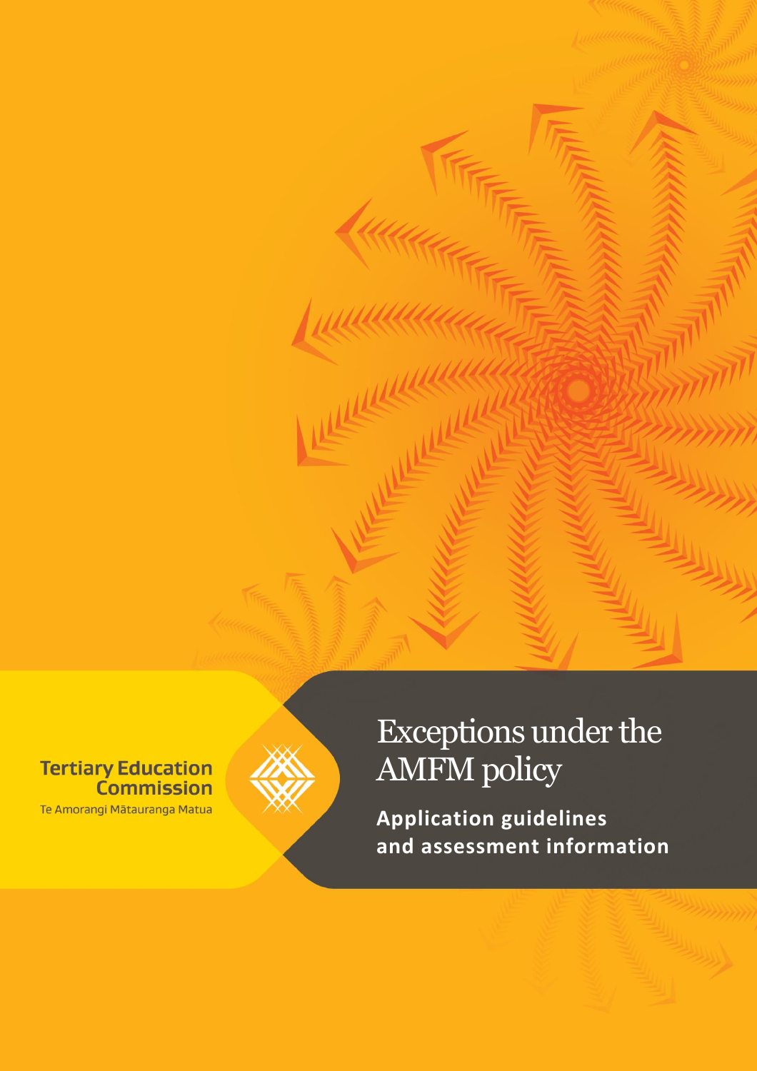Tertiary Education Commission

Te Amorangi Mātauranga Matua

# Exceptions under the AMFM policy

**Application guidelines and assessment information**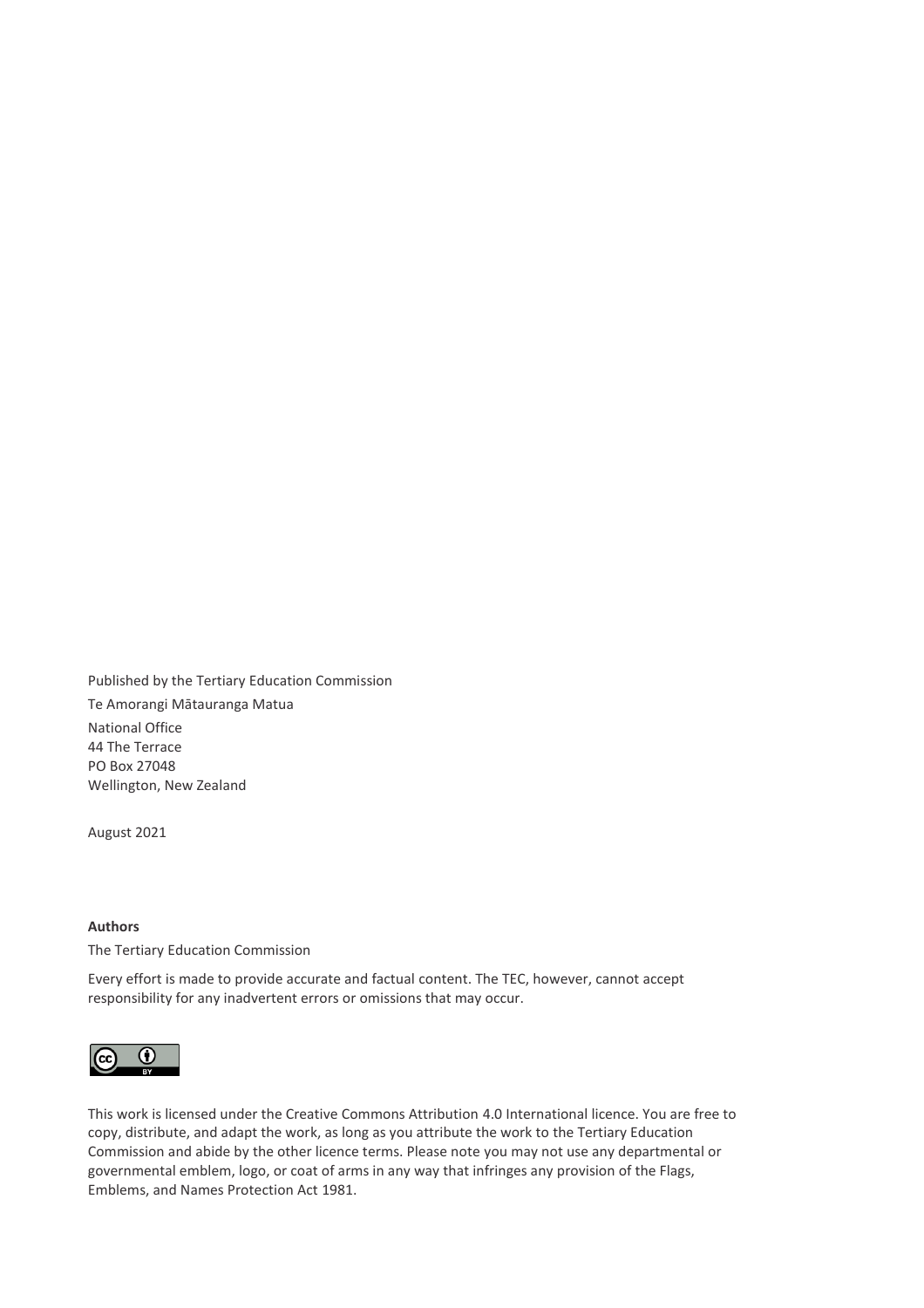Published by the Tertiary Education Commission

Te Amorangi Mātauranga Matua

National Office
44 The Terrace
PO Box 27048
Wellington, New Zealand

August 2021

**Authors**

The Tertiary Education Commission

Every effort is made to provide accurate and factual content. The TEC, however, cannot accept responsibility for any inadvertent errors or omissions that may occur.

This work is licensed under the Creative Commons Attribution 4.0 International licence. You are free to copy, distribute, and adapt the work, as long as you attribute the work to the Tertiary Education Commission and abide by the other licence terms. Please note you may not use any departmental or governmental emblem, logo, or coat of arms in any way that infringes any provision of the Flags, Emblems, and Names Protection Act 1981.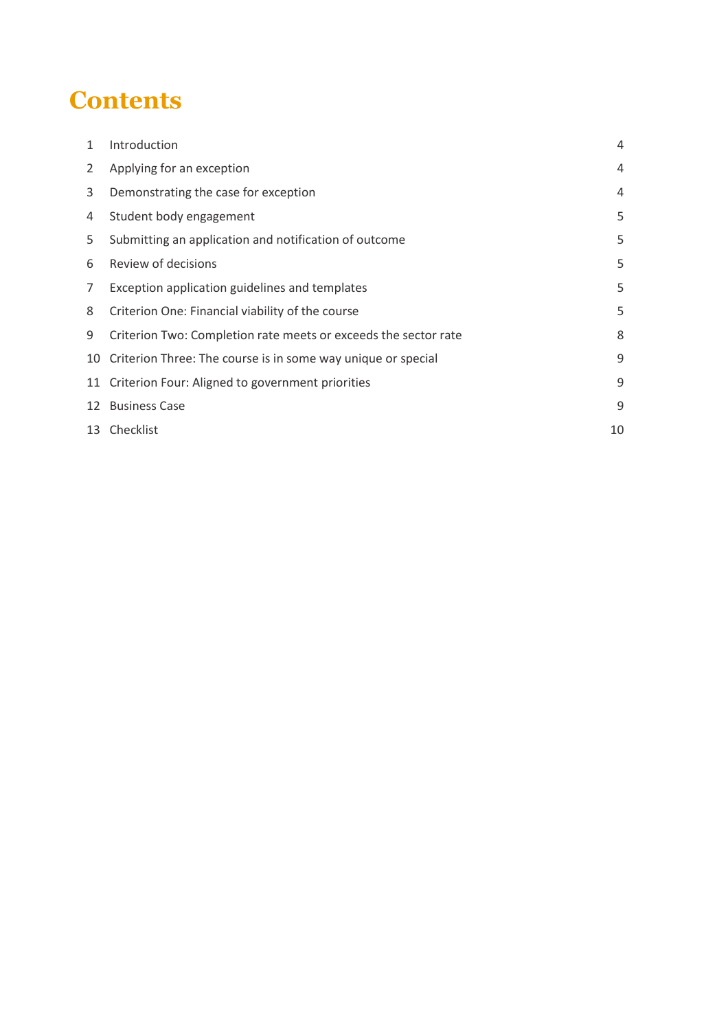# Contents

| | | |
|---|---|---|
| 1 | Introduction | 4 |
| 2 | Applying for an exception | 4 |
| 3 | Demonstrating the case for exception | 4 |
| 4 | Student body engagement | 5 |
| 5 | Submitting an application and notification of outcome | 5 |
| 6 | Review of decisions | 5 |
| 7 | Exception application guidelines and templates | 5 |
| 8 | Criterion One: Financial viability of the course | 5 |
| 9 | Criterion Two: Completion rate meets or exceeds the sector rate | 8 |
| 10 | Criterion Three: The course is in some way unique or special | 9 |
| 11 | Criterion Four: Aligned to government priorities | 9 |
| 12 | Business Case | 9 |
| 13 | Checklist | 10 |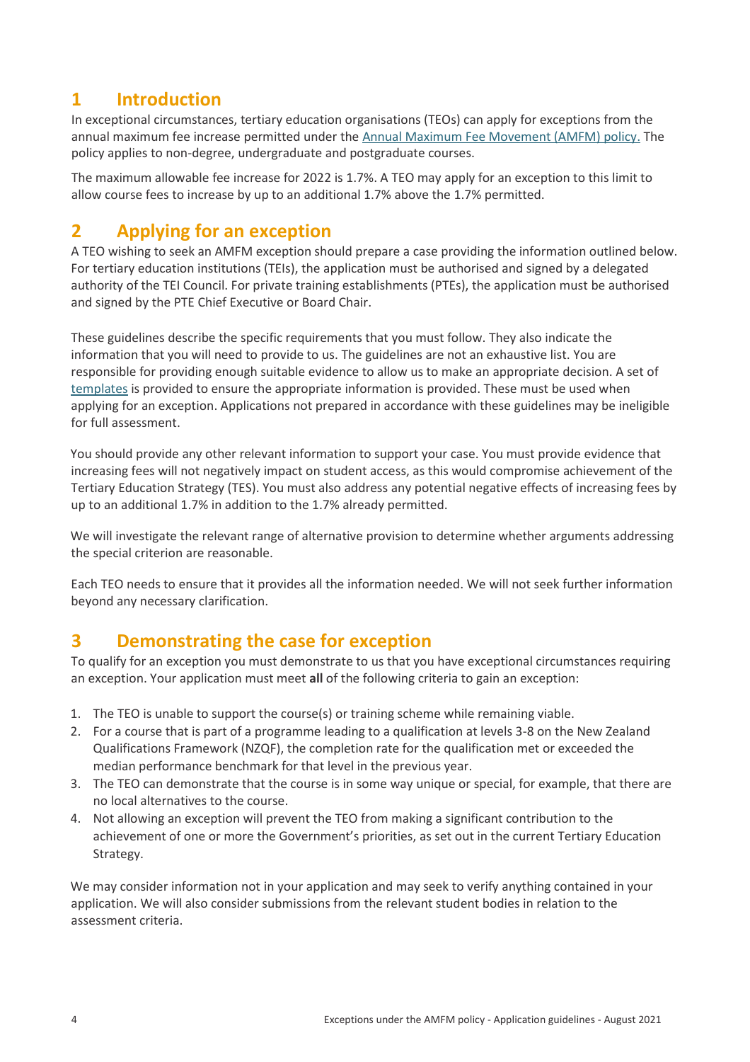# 1 Introduction

In exceptional circumstances, tertiary education organisations (TEOs) can apply for exceptions from the annual maximum fee increase permitted under the [Annual Maximum Fee Movement (AMFM) policy.](#) The policy applies to non-degree, undergraduate and postgraduate courses.

The maximum allowable fee increase for 2022 is 1.7%. A TEO may apply for an exception to this limit to allow course fees to increase by up to an additional 1.7% above the 1.7% permitted.

# 2 Applying for an exception

A TEO wishing to seek an AMFM exception should prepare a case providing the information outlined below. For tertiary education institutions (TEIs), the application must be authorised and signed by a delegated authority of the TEI Council. For private training establishments (PTEs), the application must be authorised and signed by the PTE Chief Executive or Board Chair.

These guidelines describe the specific requirements that you must follow. They also indicate the information that you will need to provide to us. The guidelines are not an exhaustive list. You are responsible for providing enough suitable evidence to allow us to make an appropriate decision. A set of [templates](#) is provided to ensure the appropriate information is provided. These must be used when applying for an exception. Applications not prepared in accordance with these guidelines may be ineligible for full assessment.

You should provide any other relevant information to support your case. You must provide evidence that increasing fees will not negatively impact on student access, as this would compromise achievement of the Tertiary Education Strategy (TES). You must also address any potential negative effects of increasing fees by up to an additional 1.7% in addition to the 1.7% already permitted.

We will investigate the relevant range of alternative provision to determine whether arguments addressing the special criterion are reasonable.

Each TEO needs to ensure that it provides all the information needed. We will not seek further information beyond any necessary clarification.

# 3 Demonstrating the case for exception

To qualify for an exception you must demonstrate to us that you have exceptional circumstances requiring an exception. Your application must meet **all** of the following criteria to gain an exception:

1. The TEO is unable to support the course(s) or training scheme while remaining viable.
2. For a course that is part of a programme leading to a qualification at levels 3-8 on the New Zealand Qualifications Framework (NZQF), the completion rate for the qualification met or exceeded the median performance benchmark for that level in the previous year.
3. The TEO can demonstrate that the course is in some way unique or special, for example, that there are no local alternatives to the course.
4. Not allowing an exception will prevent the TEO from making a significant contribution to the achievement of one or more the Government's priorities, as set out in the current Tertiary Education Strategy.

We may consider information not in your application and may seek to verify anything contained in your application. We will also consider submissions from the relevant student bodies in relation to the assessment criteria.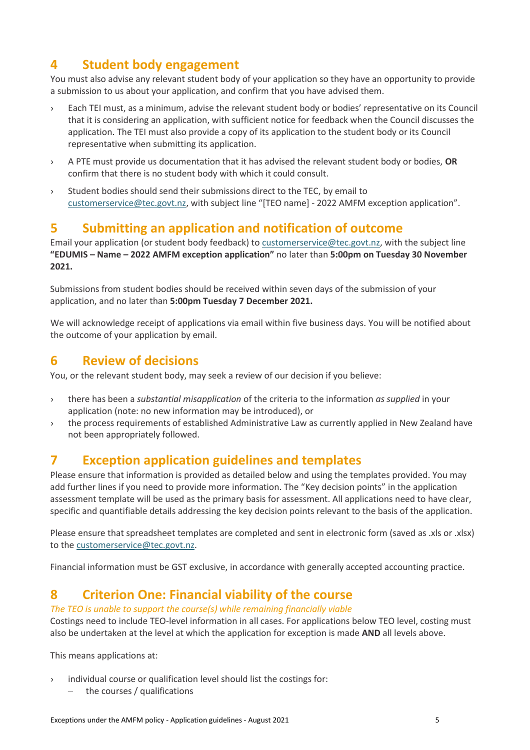## 4 Student body engagement

You must also advise any relevant student body of your application so they have an opportunity to provide a submission to us about your application, and confirm that you have advised them.

- Each TEI must, as a minimum, advise the relevant student body or bodies' representative on its Council that it is considering an application, with sufficient notice for feedback when the Council discusses the application. The TEI must also provide a copy of its application to the student body or its Council representative when submitting its application.
- A PTE must provide us documentation that it has advised the relevant student body or bodies, **OR** confirm that there is no student body with which it could consult.
- Student bodies should send their submissions direct to the TEC, by email to customerservice@tec.govt.nz, with subject line "[TEO name] - 2022 AMFM exception application".

## 5 Submitting an application and notification of outcome

Email your application (or student body feedback) to customerservice@tec.govt.nz, with the subject line **"EDUMIS – Name – 2022 AMFM exception application"** no later than **5:00pm on Tuesday 30 November 2021.**

Submissions from student bodies should be received within seven days of the submission of your application, and no later than **5:00pm Tuesday 7 December 2021.**

We will acknowledge receipt of applications via email within five business days. You will be notified about the outcome of your application by email.

## 6 Review of decisions

You, or the relevant student body, may seek a review of our decision if you believe:

- there has been a *substantial misapplication* of the criteria to the information *as supplied* in your application (note: no new information may be introduced), or
- the process requirements of established Administrative Law as currently applied in New Zealand have not been appropriately followed.

## 7 Exception application guidelines and templates

Please ensure that information is provided as detailed below and using the templates provided. You may add further lines if you need to provide more information. The "Key decision points" in the application assessment template will be used as the primary basis for assessment. All applications need to have clear, specific and quantifiable details addressing the key decision points relevant to the basis of the application.

Please ensure that spreadsheet templates are completed and sent in electronic form (saved as .xls or .xlsx) to the customerservice@tec.govt.nz.

Financial information must be GST exclusive, in accordance with generally accepted accounting practice.

## 8 Criterion One: Financial viability of the course

*The TEO is unable to support the course(s) while remaining financially viable*

Costings need to include TEO-level information in all cases. For applications below TEO level, costing must also be undertaken at the level at which the application for exception is made **AND** all levels above.

This means applications at:

- individual course or qualification level should list the costings for:
  - the courses / qualifications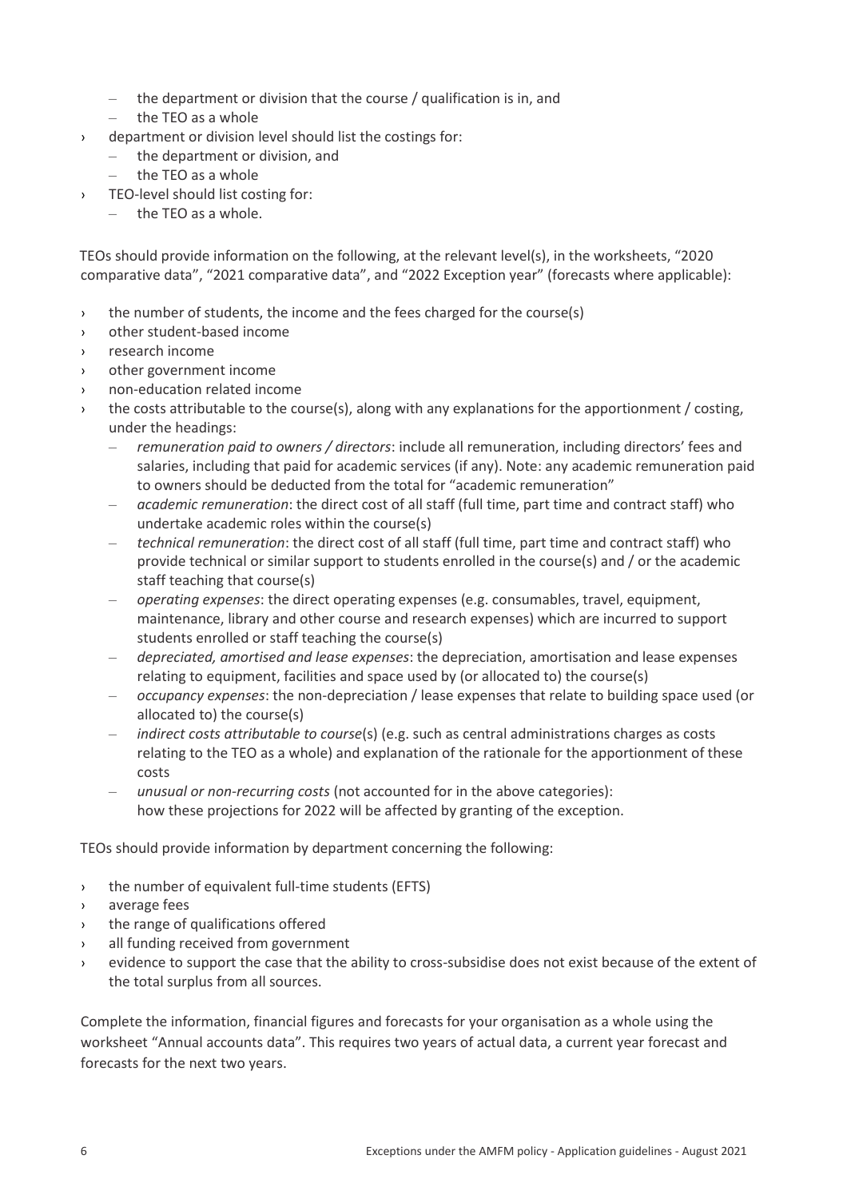- the department or division that the course / qualification is in, and
  - the TEO as a whole
- department or division level should list the costings for:
  - the department or division, and
  - the TEO as a whole
- TEO-level should list costing for:
  - the TEO as a whole.

TEOs should provide information on the following, at the relevant level(s), in the worksheets, "2020 comparative data", "2021 comparative data", and "2022 Exception year" (forecasts where applicable):

- the number of students, the income and the fees charged for the course(s)
- other student-based income
- research income
- other government income
- non-education related income
- the costs attributable to the course(s), along with any explanations for the apportionment / costing, under the headings:
  - *remuneration paid to owners / directors*: include all remuneration, including directors' fees and salaries, including that paid for academic services (if any). Note: any academic remuneration paid to owners should be deducted from the total for "academic remuneration"
  - *academic remuneration*: the direct cost of all staff (full time, part time and contract staff) who undertake academic roles within the course(s)
  - *technical remuneration*: the direct cost of all staff (full time, part time and contract staff) who provide technical or similar support to students enrolled in the course(s) and / or the academic staff teaching that course(s)
  - *operating expenses*: the direct operating expenses (e.g. consumables, travel, equipment, maintenance, library and other course and research expenses) which are incurred to support students enrolled or staff teaching the course(s)
  - *depreciated, amortised and lease expenses*: the depreciation, amortisation and lease expenses relating to equipment, facilities and space used by (or allocated to) the course(s)
  - *occupancy expenses*: the non-depreciation / lease expenses that relate to building space used (or allocated to) the course(s)
  - *indirect costs attributable to course*(s) (e.g. such as central administrations charges as costs relating to the TEO as a whole) and explanation of the rationale for the apportionment of these costs
  - *unusual or non-recurring costs* (not accounted for in the above categories): how these projections for 2022 will be affected by granting of the exception.

TEOs should provide information by department concerning the following:

- the number of equivalent full-time students (EFTS)
- average fees
- the range of qualifications offered
- all funding received from government
- evidence to support the case that the ability to cross-subsidise does not exist because of the extent of the total surplus from all sources.

Complete the information, financial figures and forecasts for your organisation as a whole using the worksheet "Annual accounts data". This requires two years of actual data, a current year forecast and forecasts for the next two years.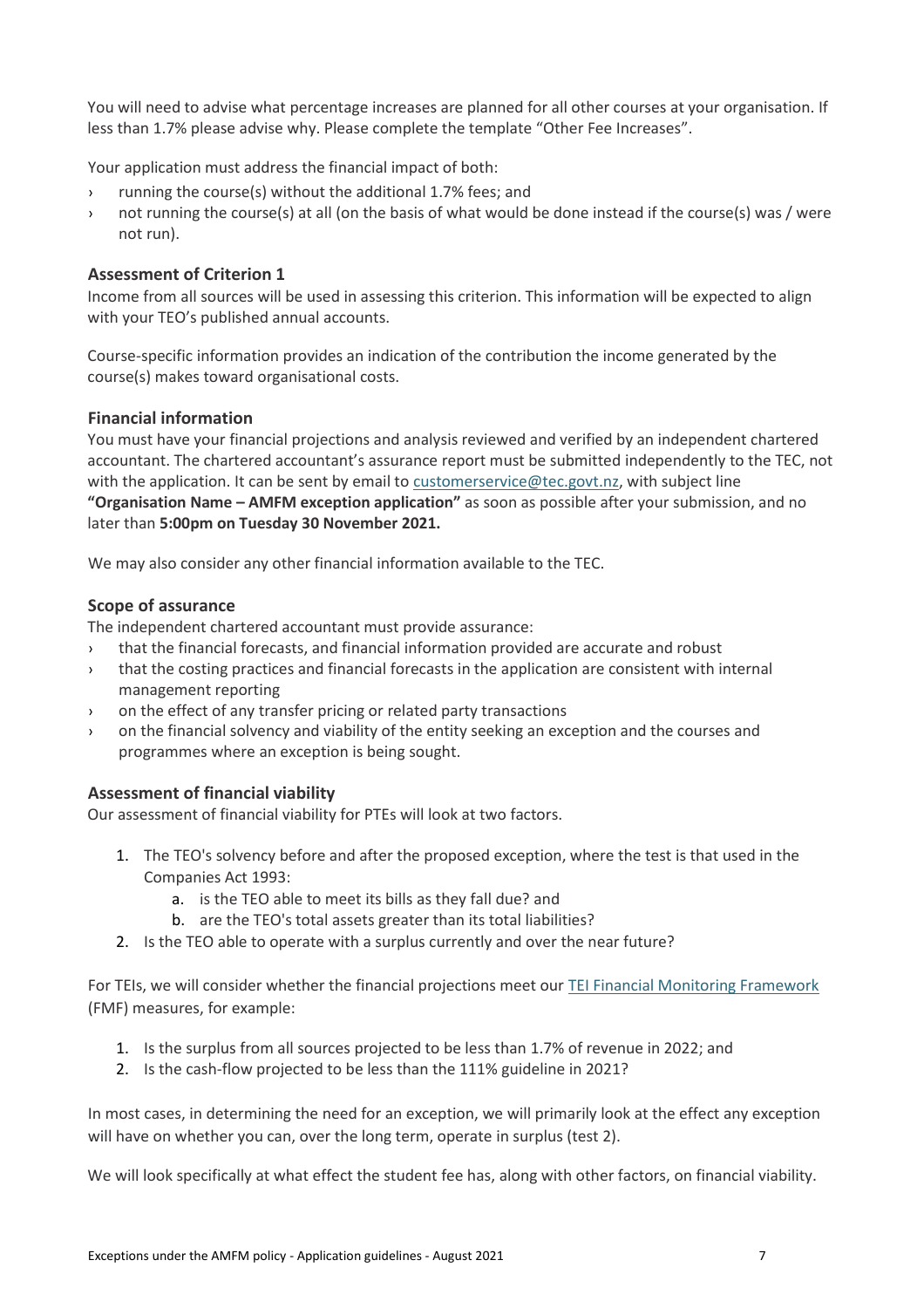You will need to advise what percentage increases are planned for all other courses at your organisation. If less than 1.7% please advise why. Please complete the template "Other Fee Increases".

Your application must address the financial impact of both:

- running the course(s) without the additional 1.7% fees; and
- not running the course(s) at all (on the basis of what would be done instead if the course(s) was / were not run).

### Assessment of Criterion 1

Income from all sources will be used in assessing this criterion. This information will be expected to align with your TEO's published annual accounts.

Course-specific information provides an indication of the contribution the income generated by the course(s) makes toward organisational costs.

### Financial information

You must have your financial projections and analysis reviewed and verified by an independent chartered accountant. The chartered accountant's assurance report must be submitted independently to the TEC, not with the application. It can be sent by email to customerservice@tec.govt.nz, with subject line **"Organisation Name – AMFM exception application"** as soon as possible after your submission, and no later than **5:00pm on Tuesday 30 November 2021.**

We may also consider any other financial information available to the TEC.

### Scope of assurance

The independent chartered accountant must provide assurance:

- that the financial forecasts, and financial information provided are accurate and robust
- that the costing practices and financial forecasts in the application are consistent with internal management reporting
- on the effect of any transfer pricing or related party transactions
- on the financial solvency and viability of the entity seeking an exception and the courses and programmes where an exception is being sought.

### Assessment of financial viability

Our assessment of financial viability for PTEs will look at two factors.

1. The TEO's solvency before and after the proposed exception, where the test is that used in the Companies Act 1993:
    a. is the TEO able to meet its bills as they fall due? and
    b. are the TEO's total assets greater than its total liabilities?
2. Is the TEO able to operate with a surplus currently and over the near future?

For TEIs, we will consider whether the financial projections meet our TEI Financial Monitoring Framework (FMF) measures, for example:

1. Is the surplus from all sources projected to be less than 1.7% of revenue in 2022; and
2. Is the cash-flow projected to be less than the 111% guideline in 2021?

In most cases, in determining the need for an exception, we will primarily look at the effect any exception will have on whether you can, over the long term, operate in surplus (test 2).

We will look specifically at what effect the student fee has, along with other factors, on financial viability.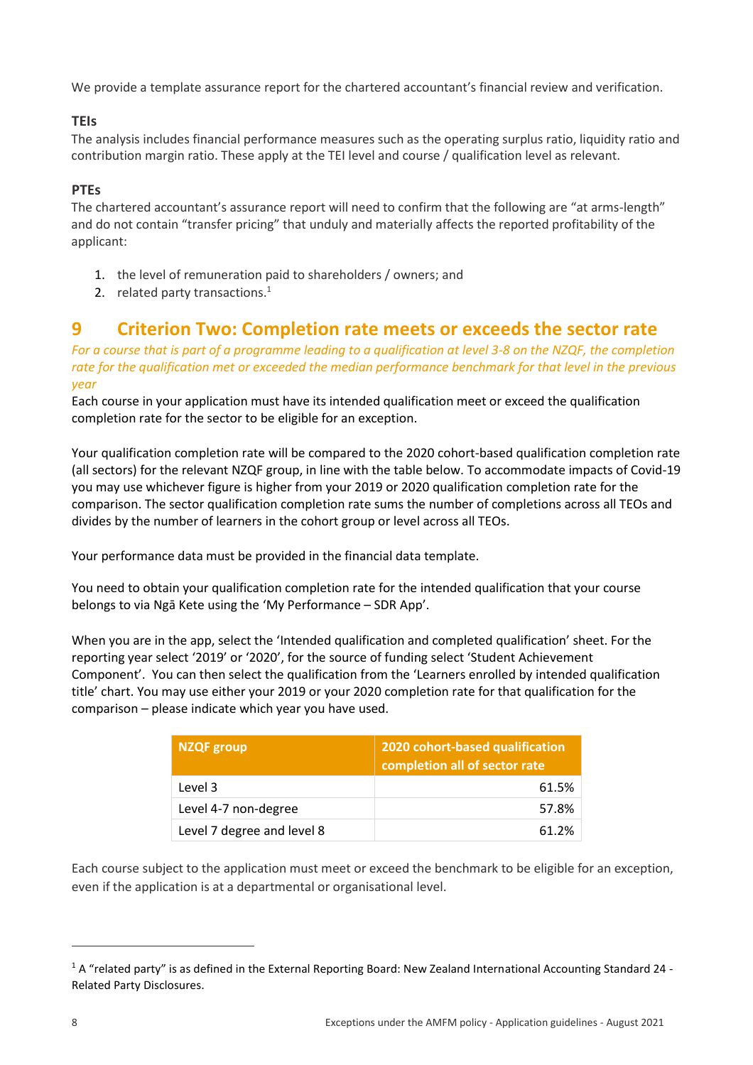We provide a template assurance report for the chartered accountant's financial review and verification.

### TEIs

The analysis includes financial performance measures such as the operating surplus ratio, liquidity ratio and contribution margin ratio. These apply at the TEI level and course / qualification level as relevant.

### PTEs

The chartered accountant's assurance report will need to confirm that the following are "at arms-length" and do not contain "transfer pricing" that unduly and materially affects the reported profitability of the applicant:

1. the level of remuneration paid to shareholders / owners; and
2. related party transactions.[1]

# 9 Criterion Two: Completion rate meets or exceeds the sector rate

*For a course that is part of a programme leading to a qualification at level 3-8 on the NZQF, the completion rate for the qualification met or exceeded the median performance benchmark for that level in the previous year*

Each course in your application must have its intended qualification meet or exceed the qualification completion rate for the sector to be eligible for an exception.

Your qualification completion rate will be compared to the 2020 cohort-based qualification completion rate (all sectors) for the relevant NZQF group, in line with the table below. To accommodate impacts of Covid-19 you may use whichever figure is higher from your 2019 or 2020 qualification completion rate for the comparison. The sector qualification completion rate sums the number of completions across all TEOs and divides by the number of learners in the cohort group or level across all TEOs.

Your performance data must be provided in the financial data template.

You need to obtain your qualification completion rate for the intended qualification that your course belongs to via Ngā Kete using the 'My Performance – SDR App'.

When you are in the app, select the 'Intended qualification and completed qualification' sheet. For the reporting year select '2019' or '2020', for the source of funding select 'Student Achievement Component'. You can then select the qualification from the 'Learners enrolled by intended qualification title' chart. You may use either your 2019 or your 2020 completion rate for that qualification for the comparison – please indicate which year you have used.

| NZQF group | 2020 cohort-based qualification completion all of sector rate |
|---|---:|
| Level 3 | 61.5% |
| Level 4-7 non-degree | 57.8% |
| Level 7 degree and level 8 | 61.2% |

Each course subject to the application must meet or exceed the benchmark to be eligible for an exception, even if the application is at a departmental or organisational level.

[1] A "related party" is as defined in the External Reporting Board: New Zealand International Accounting Standard 24 - Related Party Disclosures.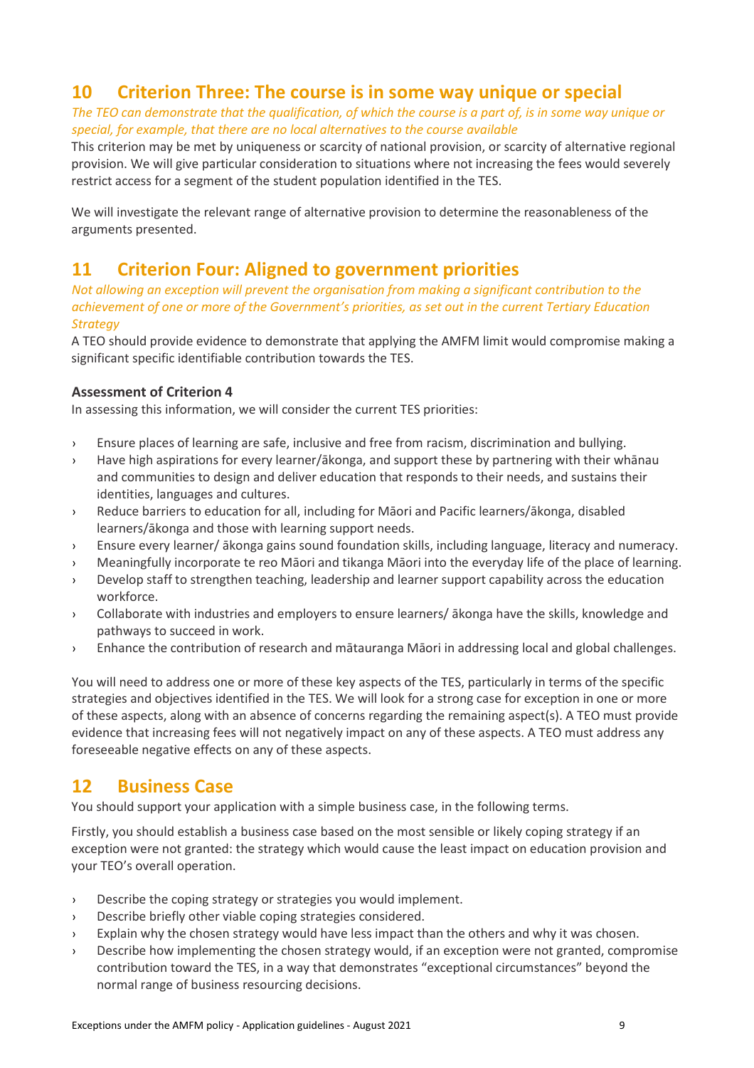## 10 Criterion Three: The course is in some way unique or special

*The TEO can demonstrate that the qualification, of which the course is a part of, is in some way unique or special, for example, that there are no local alternatives to the course available*

This criterion may be met by uniqueness or scarcity of national provision, or scarcity of alternative regional provision. We will give particular consideration to situations where not increasing the fees would severely restrict access for a segment of the student population identified in the TES.

We will investigate the relevant range of alternative provision to determine the reasonableness of the arguments presented.

## 11 Criterion Four: Aligned to government priorities

*Not allowing an exception will prevent the organisation from making a significant contribution to the achievement of one or more of the Government's priorities, as set out in the current Tertiary Education Strategy*

A TEO should provide evidence to demonstrate that applying the AMFM limit would compromise making a significant specific identifiable contribution towards the TES.

**Assessment of Criterion 4**

In assessing this information, we will consider the current TES priorities:

- Ensure places of learning are safe, inclusive and free from racism, discrimination and bullying.
- Have high aspirations for every learner/ākonga, and support these by partnering with their whānau and communities to design and deliver education that responds to their needs, and sustains their identities, languages and cultures.
- Reduce barriers to education for all, including for Māori and Pacific learners/ākonga, disabled learners/ākonga and those with learning support needs.
- Ensure every learner/ ākonga gains sound foundation skills, including language, literacy and numeracy.
- Meaningfully incorporate te reo Māori and tikanga Māori into the everyday life of the place of learning.
- Develop staff to strengthen teaching, leadership and learner support capability across the education workforce.
- Collaborate with industries and employers to ensure learners/ ākonga have the skills, knowledge and pathways to succeed in work.
- Enhance the contribution of research and mātauranga Māori in addressing local and global challenges.

You will need to address one or more of these key aspects of the TES, particularly in terms of the specific strategies and objectives identified in the TES. We will look for a strong case for exception in one or more of these aspects, along with an absence of concerns regarding the remaining aspect(s). A TEO must provide evidence that increasing fees will not negatively impact on any of these aspects. A TEO must address any foreseeable negative effects on any of these aspects.

## 12 Business Case

You should support your application with a simple business case, in the following terms.

Firstly, you should establish a business case based on the most sensible or likely coping strategy if an exception were not granted: the strategy which would cause the least impact on education provision and your TEO's overall operation.

- Describe the coping strategy or strategies you would implement.
- Describe briefly other viable coping strategies considered.
- Explain why the chosen strategy would have less impact than the others and why it was chosen.
- Describe how implementing the chosen strategy would, if an exception were not granted, compromise contribution toward the TES, in a way that demonstrates "exceptional circumstances" beyond the normal range of business resourcing decisions.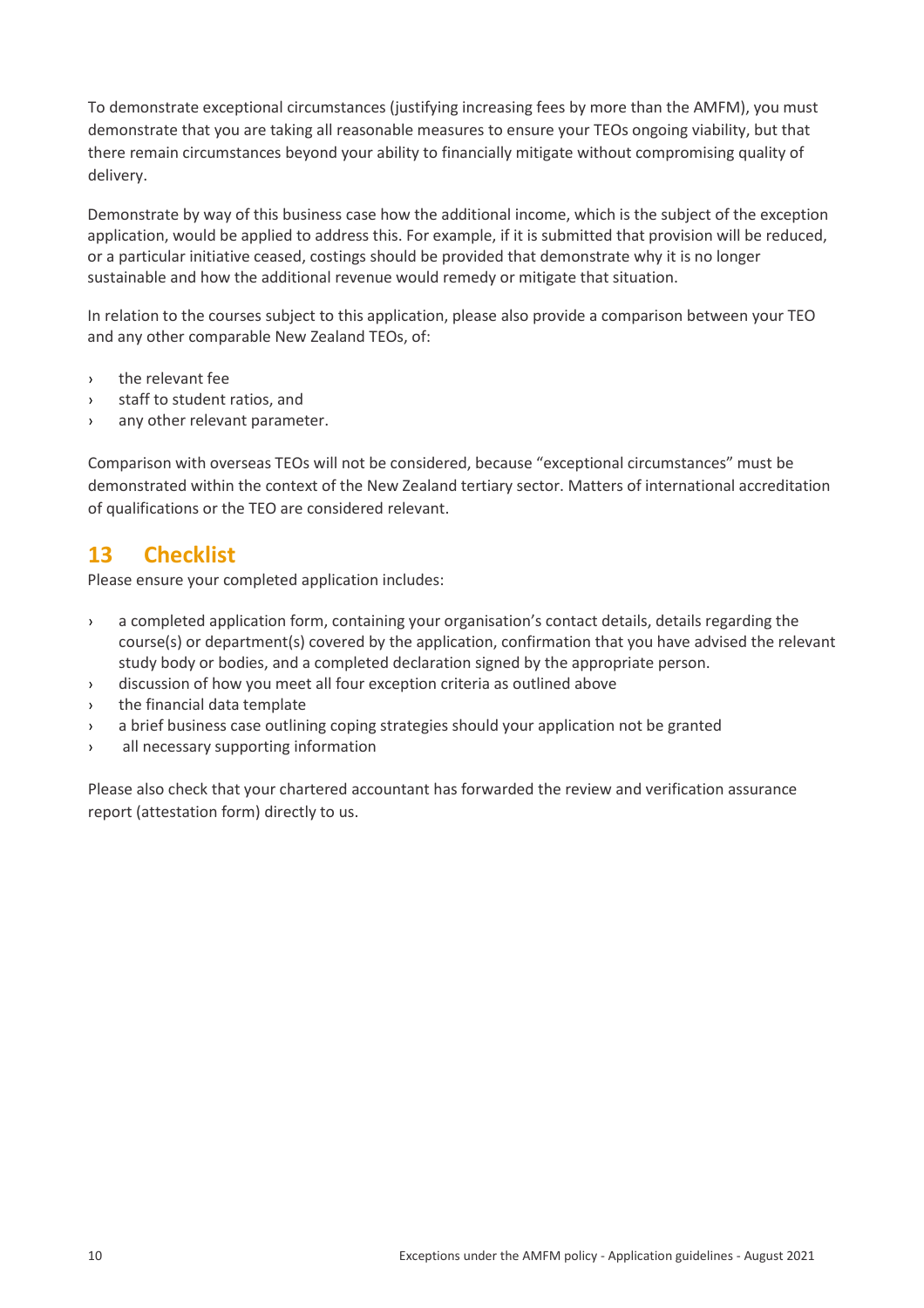To demonstrate exceptional circumstances (justifying increasing fees by more than the AMFM), you must demonstrate that you are taking all reasonable measures to ensure your TEOs ongoing viability, but that there remain circumstances beyond your ability to financially mitigate without compromising quality of delivery.

Demonstrate by way of this business case how the additional income, which is the subject of the exception application, would be applied to address this. For example, if it is submitted that provision will be reduced, or a particular initiative ceased, costings should be provided that demonstrate why it is no longer sustainable and how the additional revenue would remedy or mitigate that situation.

In relation to the courses subject to this application, please also provide a comparison between your TEO and any other comparable New Zealand TEOs, of:

- the relevant fee
- staff to student ratios, and
- any other relevant parameter.

Comparison with overseas TEOs will not be considered, because "exceptional circumstances" must be demonstrated within the context of the New Zealand tertiary sector. Matters of international accreditation of qualifications or the TEO are considered relevant.

## 13 Checklist

Please ensure your completed application includes:

- a completed application form, containing your organisation's contact details, details regarding the course(s) or department(s) covered by the application, confirmation that you have advised the relevant study body or bodies, and a completed declaration signed by the appropriate person.
- discussion of how you meet all four exception criteria as outlined above
- the financial data template
- a brief business case outlining coping strategies should your application not be granted
- all necessary supporting information

Please also check that your chartered accountant has forwarded the review and verification assurance report (attestation form) directly to us.